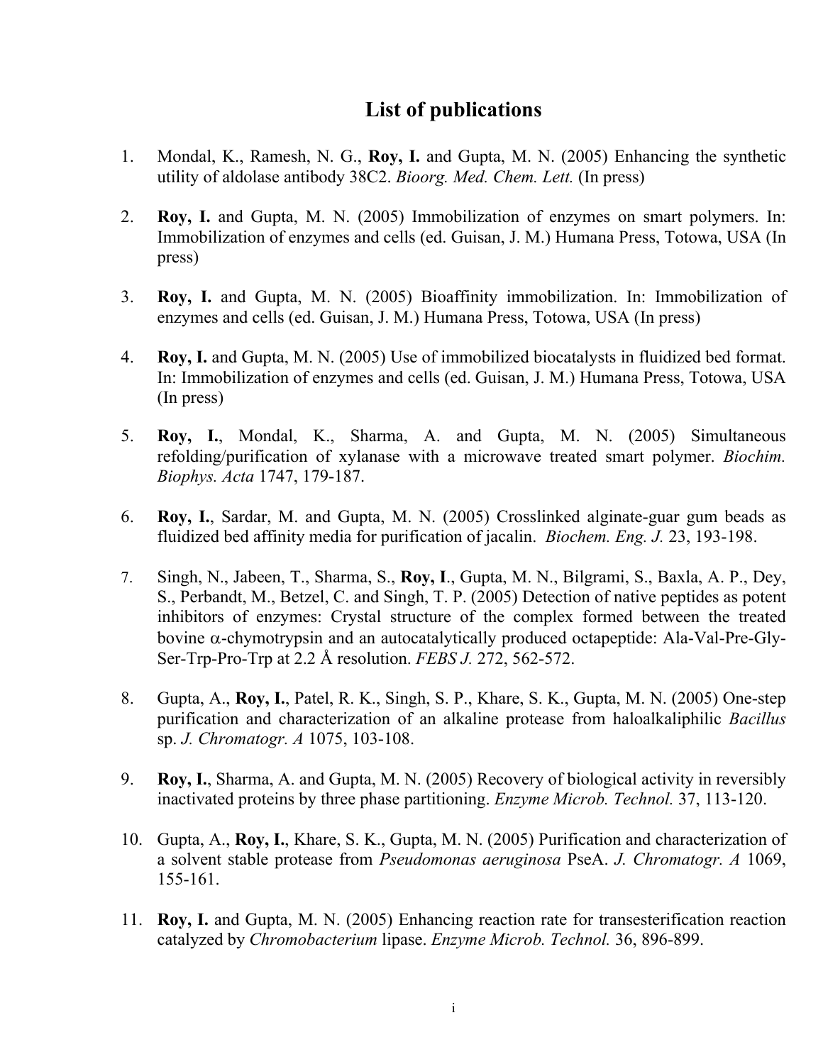# List of publications

1. Mondal, K., Ramesh, N. G., **Roy, I.** and Gupta, M. N. (2005) Enhancing the synthetic utility of aldolase antibody 38C2. *Bioorg. Med. Chem. Lett.* (In press)

2. **Roy, I.** and Gupta, M. N. (2005) Immobilization of enzymes on smart polymers. In: Immobilization of enzymes and cells (ed. Guisan, J. M.) Humana Press, Totowa, USA (In press)

3. **Roy, I.** and Gupta, M. N. (2005) Bioaffinity immobilization. In: Immobilization of enzymes and cells (ed. Guisan, J. M.) Humana Press, Totowa, USA (In press)

4. **Roy, I.** and Gupta, M. N. (2005) Use of immobilized biocatalysts in fluidized bed format. In: Immobilization of enzymes and cells (ed. Guisan, J. M.) Humana Press, Totowa, USA (In press)

5. **Roy, I.**, Mondal, K., Sharma, A. and Gupta, M. N. (2005) Simultaneous refolding/purification of xylanase with a microwave treated smart polymer. *Biochim. Biophys. Acta* 1747, 179-187.

6. **Roy, I.**, Sardar, M. and Gupta, M. N. (2005) Crosslinked alginate-guar gum beads as fluidized bed affinity media for purification of jacalin. *Biochem. Eng. J.* 23, 193-198.

7. Singh, N., Jabeen, T., Sharma, S., **Roy, I**., Gupta, M. N., Bilgrami, S., Baxla, A. P., Dey, S., Perbandt, M., Betzel, C. and Singh, T. P. (2005) Detection of native peptides as potent inhibitors of enzymes: Crystal structure of the complex formed between the treated bovine α-chymotrypsin and an autocatalytically produced octapeptide: Ala-Val-Pre-Gly-Ser-Trp-Pro-Trp at 2.2 Å resolution. *FEBS J.* 272, 562-572.

8. Gupta, A., **Roy, I.**, Patel, R. K., Singh, S. P., Khare, S. K., Gupta, M. N. (2005) One-step purification and characterization of an alkaline protease from haloalkaliphilic *Bacillus* sp. *J. Chromatogr. A* 1075, 103-108.

9. **Roy, I.**, Sharma, A. and Gupta, M. N. (2005) Recovery of biological activity in reversibly inactivated proteins by three phase partitioning. *Enzyme Microb. Technol.* 37, 113-120.

10. Gupta, A., **Roy, I.**, Khare, S. K., Gupta, M. N. (2005) Purification and characterization of a solvent stable protease from *Pseudomonas aeruginosa* PseA. *J. Chromatogr. A* 1069, 155-161.

11. **Roy, I.** and Gupta, M. N. (2005) Enhancing reaction rate for transesterification reaction catalyzed by *Chromobacterium* lipase. *Enzyme Microb. Technol.* 36, 896-899.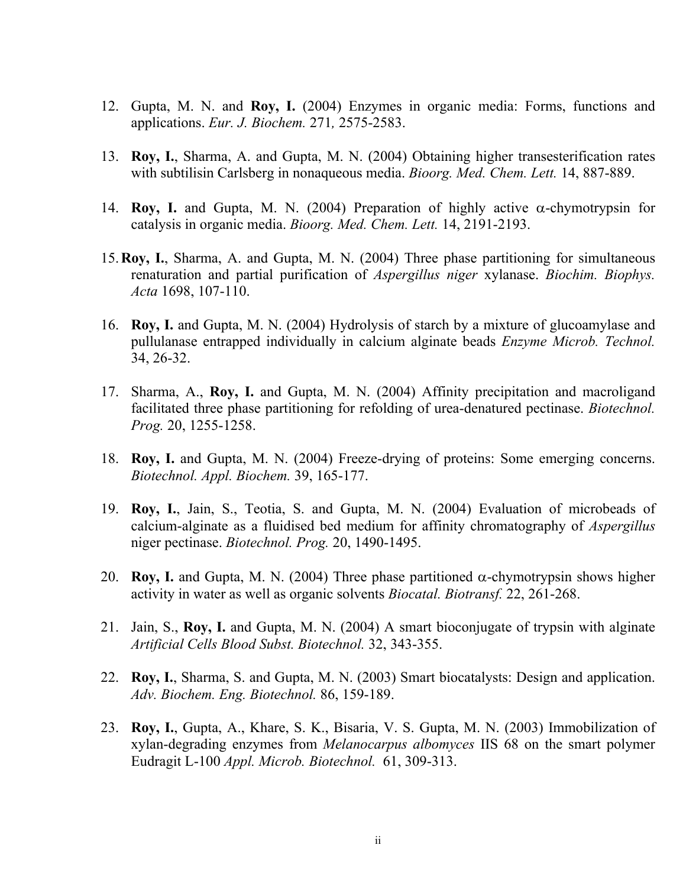12. Gupta, M. N. and **Roy, I.** (2004) Enzymes in organic media: Forms, functions and applications. *Eur. J. Biochem.* 271*,* 2575-2583.

13. **Roy, I.**, Sharma, A. and Gupta, M. N. (2004) Obtaining higher transesterification rates with subtilisin Carlsberg in nonaqueous media. *Bioorg. Med. Chem. Lett.* 14, 887-889.

14. **Roy, I.** and Gupta, M. N. (2004) Preparation of highly active $\alpha$-chymotrypsin for catalysis in organic media. *Bioorg. Med. Chem. Lett.* 14, 2191-2193.

15. **Roy, I.**, Sharma, A. and Gupta, M. N. (2004) Three phase partitioning for simultaneous renaturation and partial purification of *Aspergillus niger* xylanase. *Biochim. Biophys. Acta* 1698, 107-110.

16. **Roy, I.** and Gupta, M. N. (2004) Hydrolysis of starch by a mixture of glucoamylase and pullulanase entrapped individually in calcium alginate beads *Enzyme Microb. Technol.* 34, 26-32.

17. Sharma, A., **Roy, I.** and Gupta, M. N. (2004) Affinity precipitation and macroligand facilitated three phase partitioning for refolding of urea-denatured pectinase. *Biotechnol. Prog.* 20, 1255-1258.

18. **Roy, I.** and Gupta, M. N. (2004) Freeze-drying of proteins: Some emerging concerns. *Biotechnol. Appl. Biochem.* 39, 165-177.

19. **Roy, I.**, Jain, S., Teotia, S. and Gupta, M. N. (2004) Evaluation of microbeads of calcium-alginate as a fluidised bed medium for affinity chromatography of *Aspergillus* niger pectinase. *Biotechnol. Prog.* 20, 1490-1495.

20. **Roy, I.** and Gupta, M. N. (2004) Three phase partitioned $\alpha$-chymotrypsin shows higher activity in water as well as organic solvents *Biocatal. Biotransf.* 22, 261-268.

21. Jain, S., **Roy, I.** and Gupta, M. N. (2004) A smart bioconjugate of trypsin with alginate *Artificial Cells Blood Subst. Biotechnol.* 32, 343-355.

22. **Roy, I.**, Sharma, S. and Gupta, M. N. (2003) Smart biocatalysts: Design and application. *Adv. Biochem. Eng. Biotechnol.* 86, 159-189.

23. **Roy, I.**, Gupta, A., Khare, S. K., Bisaria, V. S. Gupta, M. N. (2003) Immobilization of xylan-degrading enzymes from *Melanocarpus albomyces* IIS 68 on the smart polymer Eudragit L-100 *Appl. Microb. Biotechnol.* 61, 309-313.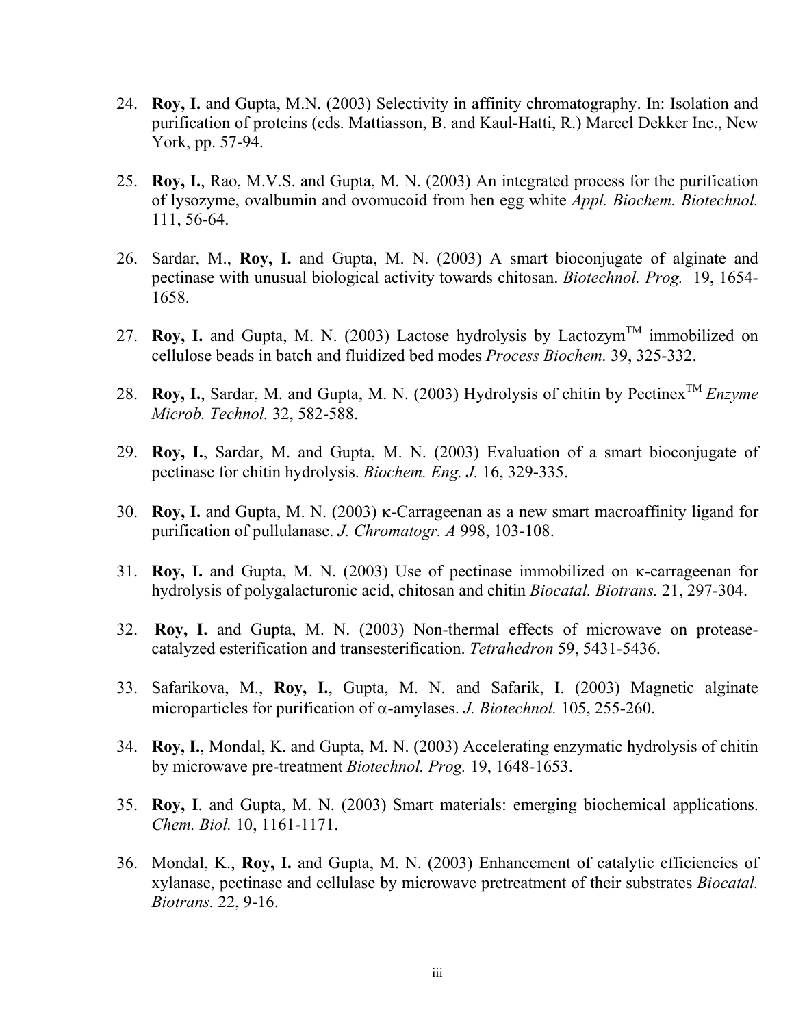24. **Roy, I.** and Gupta, M.N. (2003) Selectivity in affinity chromatography. In: Isolation and purification of proteins (eds. Mattiasson, B. and Kaul-Hatti, R.) Marcel Dekker Inc., New York, pp. 57-94.

25. **Roy, I.**, Rao, M.V.S. and Gupta, M. N. (2003) An integrated process for the purification of lysozyme, ovalbumin and ovomucoid from hen egg white *Appl. Biochem. Biotechnol.* 111, 56-64.

26. Sardar, M., **Roy, I.** and Gupta, M. N. (2003) A smart bioconjugate of alginate and pectinase with unusual biological activity towards chitosan. *Biotechnol. Prog.* 19, 1654-1658.

27. **Roy, I.** and Gupta, M. N. (2003) Lactose hydrolysis by Lactozym$^{TM}$ immobilized on cellulose beads in batch and fluidized bed modes *Process Biochem.* 39, 325-332.

28. **Roy, I.**, Sardar, M. and Gupta, M. N. (2003) Hydrolysis of chitin by Pectinex$^{TM}$ *Enzyme Microb. Technol.* 32, 582-588.

29. **Roy, I.**, Sardar, M. and Gupta, M. N. (2003) Evaluation of a smart bioconjugate of pectinase for chitin hydrolysis. *Biochem. Eng. J.* 16, 329-335.

30. **Roy, I.** and Gupta, M. N. (2003) κ-Carrageenan as a new smart macroaffinity ligand for purification of pullulanase. *J. Chromatogr. A* 998, 103-108.

31. **Roy, I.** and Gupta, M. N. (2003) Use of pectinase immobilized on κ-carrageenan for hydrolysis of polygalacturonic acid, chitosan and chitin *Biocatal. Biotrans.* 21, 297-304.

32. **Roy, I.** and Gupta, M. N. (2003) Non-thermal effects of microwave on protease-catalyzed esterification and transesterification. *Tetrahedron* 59, 5431-5436.

33. Safarikova, M., **Roy, I.**, Gupta, M. N. and Safarik, I. (2003) Magnetic alginate microparticles for purification of α-amylases. *J. Biotechnol.* 105, 255-260.

34. **Roy, I.**, Mondal, K. and Gupta, M. N. (2003) Accelerating enzymatic hydrolysis of chitin by microwave pre-treatment *Biotechnol. Prog.* 19, 1648-1653.

35. **Roy, I**. and Gupta, M. N. (2003) Smart materials: emerging biochemical applications. *Chem. Biol.* 10, 1161-1171.

36. Mondal, K., **Roy, I.** and Gupta, M. N. (2003) Enhancement of catalytic efficiencies of xylanase, pectinase and cellulase by microwave pretreatment of their substrates *Biocatal. Biotrans.* 22, 9-16.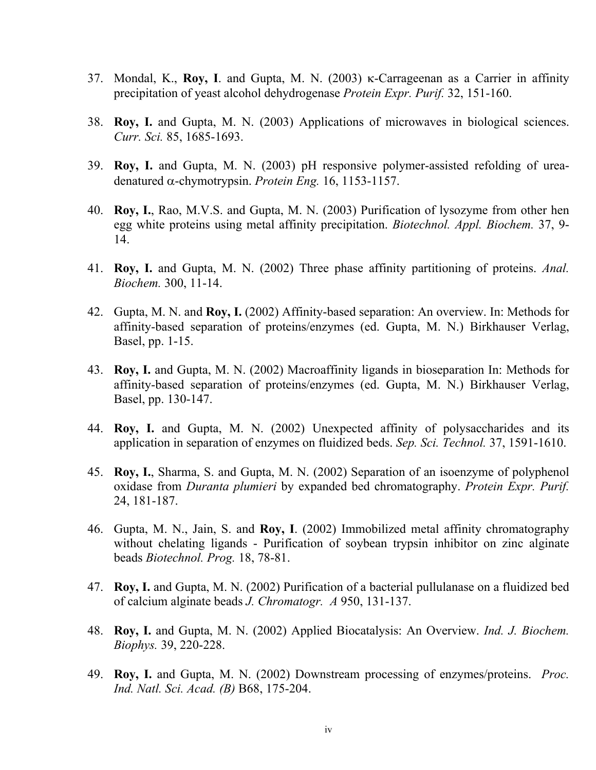37. Mondal, K., **Roy, I**. and Gupta, M. N. (2003) κ-Carrageenan as a Carrier in affinity precipitation of yeast alcohol dehydrogenase *Protein Expr. Purif.* 32, 151-160.

38. **Roy, I.** and Gupta, M. N. (2003) Applications of microwaves in biological sciences. *Curr. Sci.* 85, 1685-1693.

39. **Roy, I.** and Gupta, M. N. (2003) pH responsive polymer-assisted refolding of urea-denatured α-chymotrypsin. *Protein Eng.* 16, 1153-1157.

40. **Roy, I.**, Rao, M.V.S. and Gupta, M. N. (2003) Purification of lysozyme from other hen egg white proteins using metal affinity precipitation. *Biotechnol. Appl. Biochem.* 37, 9-14.

41. **Roy, I.** and Gupta, M. N. (2002) Three phase affinity partitioning of proteins. *Anal. Biochem.* 300, 11-14.

42. Gupta, M. N. and **Roy, I.** (2002) Affinity-based separation: An overview. In: Methods for affinity-based separation of proteins/enzymes (ed. Gupta, M. N.) Birkhauser Verlag, Basel, pp. 1-15.

43. **Roy, I.** and Gupta, M. N. (2002) Macroaffinity ligands in bioseparation In: Methods for affinity-based separation of proteins/enzymes (ed. Gupta, M. N.) Birkhauser Verlag, Basel, pp. 130-147.

44. **Roy, I.** and Gupta, M. N. (2002) Unexpected affinity of polysaccharides and its application in separation of enzymes on fluidized beds. *Sep. Sci. Technol.* 37, 1591-1610.

45. **Roy, I.**, Sharma, S. and Gupta, M. N. (2002) Separation of an isoenzyme of polyphenol oxidase from *Duranta plumieri* by expanded bed chromatography. *Protein Expr. Purif.* 24, 181-187.

46. Gupta, M. N., Jain, S. and **Roy, I**. (2002) Immobilized metal affinity chromatography without chelating ligands - Purification of soybean trypsin inhibitor on zinc alginate beads *Biotechnol. Prog.* 18, 78-81.

47. **Roy, I.** and Gupta, M. N. (2002) Purification of a bacterial pullulanase on a fluidized bed of calcium alginate beads *J. Chromatogr. A* 950, 131-137.

48. **Roy, I.** and Gupta, M. N. (2002) Applied Biocatalysis: An Overview. *Ind. J. Biochem. Biophys.* 39, 220-228.

49. **Roy, I.** and Gupta, M. N. (2002) Downstream processing of enzymes/proteins. *Proc. Ind. Natl. Sci. Acad. (B)* B68, 175-204.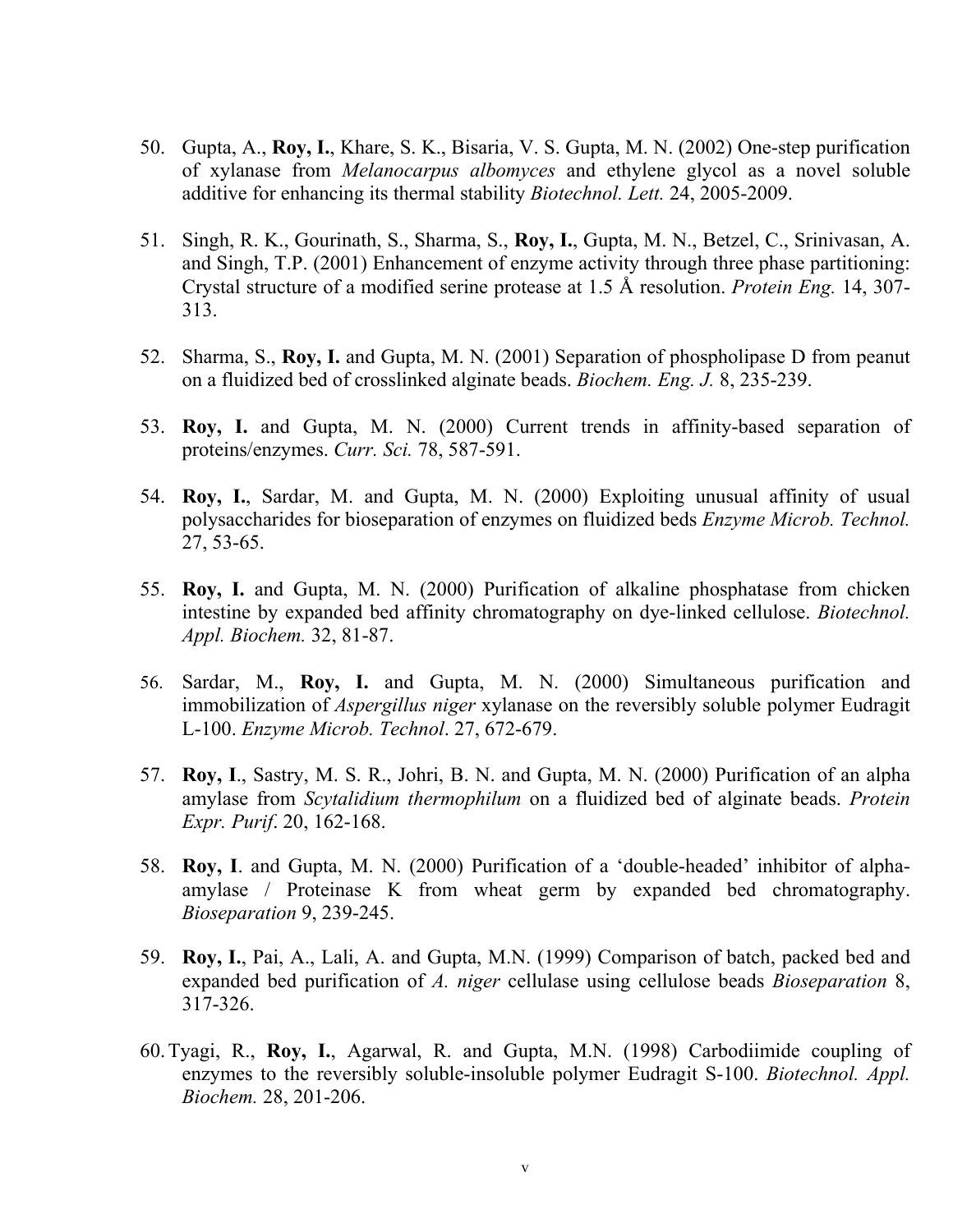50. Gupta, A., **Roy, I.**, Khare, S. K., Bisaria, V. S. Gupta, M. N. (2002) One-step purification of xylanase from *Melanocarpus albomyces* and ethylene glycol as a novel soluble additive for enhancing its thermal stability *Biotechnol. Lett.* 24, 2005-2009.

51. Singh, R. K., Gourinath, S., Sharma, S., **Roy, I.**, Gupta, M. N., Betzel, C., Srinivasan, A. and Singh, T.P. (2001) Enhancement of enzyme activity through three phase partitioning: Crystal structure of a modified serine protease at 1.5 Å resolution. *Protein Eng.* 14, 307-313.

52. Sharma, S., **Roy, I.** and Gupta, M. N. (2001) Separation of phospholipase D from peanut on a fluidized bed of crosslinked alginate beads. *Biochem. Eng. J.* 8, 235-239.

53. **Roy, I.** and Gupta, M. N. (2000) Current trends in affinity-based separation of proteins/enzymes. *Curr. Sci.* 78, 587-591.

54. **Roy, I.**, Sardar, M. and Gupta, M. N. (2000) Exploiting unusual affinity of usual polysaccharides for bioseparation of enzymes on fluidized beds *Enzyme Microb. Technol.* 27, 53-65.

55. **Roy, I.** and Gupta, M. N. (2000) Purification of alkaline phosphatase from chicken intestine by expanded bed affinity chromatography on dye-linked cellulose. *Biotechnol. Appl. Biochem.* 32, 81-87.

56. Sardar, M., **Roy, I.** and Gupta, M. N. (2000) Simultaneous purification and immobilization of *Aspergillus niger* xylanase on the reversibly soluble polymer Eudragit L-100. *Enzyme Microb. Technol*. 27, 672-679.

57. **Roy, I**., Sastry, M. S. R., Johri, B. N. and Gupta, M. N. (2000) Purification of an alpha amylase from *Scytalidium thermophilum* on a fluidized bed of alginate beads. *Protein Expr. Purif*. 20, 162-168.

58. **Roy, I**. and Gupta, M. N. (2000) Purification of a 'double-headed' inhibitor of alpha-amylase / Proteinase K from wheat germ by expanded bed chromatography. *Bioseparation* 9, 239-245.

59. **Roy, I.**, Pai, A., Lali, A. and Gupta, M.N. (1999) Comparison of batch, packed bed and expanded bed purification of *A. niger* cellulase using cellulose beads *Bioseparation* 8, 317-326.

60. Tyagi, R., **Roy, I.**, Agarwal, R. and Gupta, M.N. (1998) Carbodiimide coupling of enzymes to the reversibly soluble-insoluble polymer Eudragit S-100. *Biotechnol. Appl. Biochem.* 28, 201-206.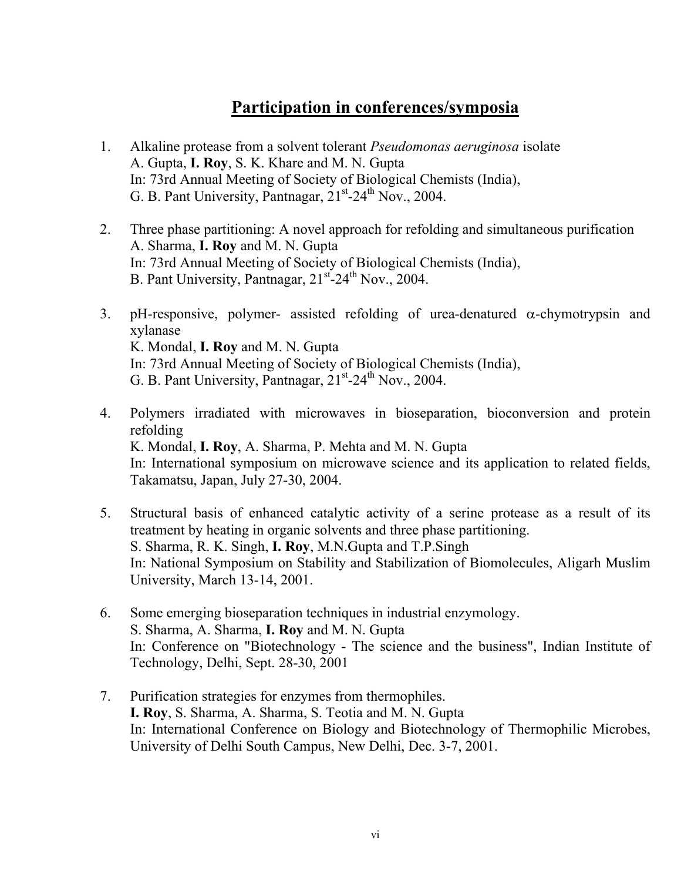## Participation in conferences/symposia

1. Alkaline protease from a solvent tolerant *Pseudomonas aeruginosa* isolate
   A. Gupta, **I. Roy**, S. K. Khare and M. N. Gupta
   In: 73rd Annual Meeting of Society of Biological Chemists (India),
   G. B. Pant University, Pantnagar, 21st-24th Nov., 2004.

2. Three phase partitioning: A novel approach for refolding and simultaneous purification
   A. Sharma, **I. Roy** and M. N. Gupta
   In: 73rd Annual Meeting of Society of Biological Chemists (India),
   B. Pant University, Pantnagar, 21st-24th Nov., 2004.

3. pH-responsive, polymer- assisted refolding of urea-denatured $\alpha$-chymotrypsin and xylanase
   K. Mondal, **I. Roy** and M. N. Gupta
   In: 73rd Annual Meeting of Society of Biological Chemists (India),
   G. B. Pant University, Pantnagar, 21st-24th Nov., 2004.

4. Polymers irradiated with microwaves in bioseparation, bioconversion and protein refolding
   K. Mondal, **I. Roy**, A. Sharma, P. Mehta and M. N. Gupta
   In: International symposium on microwave science and its application to related fields, Takamatsu, Japan, July 27-30, 2004.

5. Structural basis of enhanced catalytic activity of a serine protease as a result of its treatment by heating in organic solvents and three phase partitioning.
   S. Sharma, R. K. Singh, **I. Roy**, M.N.Gupta and T.P.Singh
   In: National Symposium on Stability and Stabilization of Biomolecules, Aligarh Muslim University, March 13-14, 2001.

6. Some emerging bioseparation techniques in industrial enzymology.
   S. Sharma, A. Sharma, **I. Roy** and M. N. Gupta
   In: Conference on "Biotechnology - The science and the business", Indian Institute of Technology, Delhi, Sept. 28-30, 2001

7. Purification strategies for enzymes from thermophiles.
   **I. Roy**, S. Sharma, A. Sharma, S. Teotia and M. N. Gupta
   In: International Conference on Biology and Biotechnology of Thermophilic Microbes, University of Delhi South Campus, New Delhi, Dec. 3-7, 2001.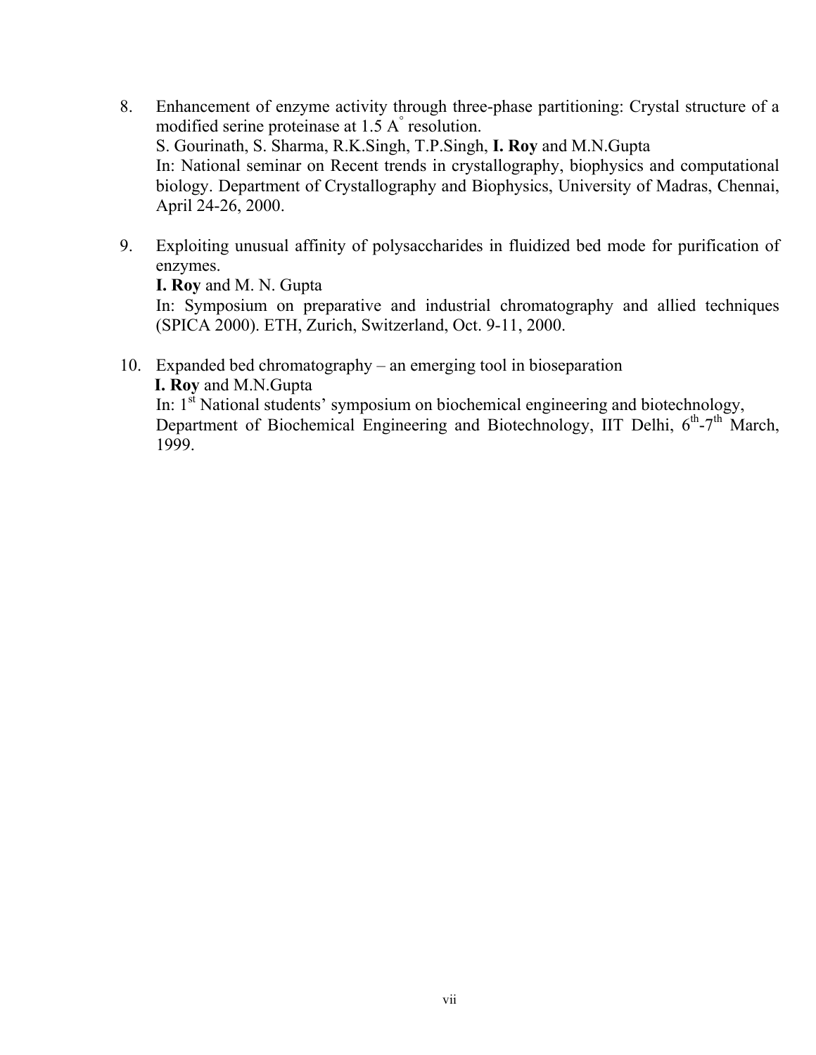8. Enhancement of enzyme activity through three-phase partitioning: Crystal structure of a modified serine proteinase at 1.5 $\mathring{A}$ resolution.
   S. Gourinath, S. Sharma, R.K.Singh, T.P.Singh, **I. Roy** and M.N.Gupta
   In: National seminar on Recent trends in crystallography, biophysics and computational biology. Department of Crystallography and Biophysics, University of Madras, Chennai, April 24-26, 2000.

9. Exploiting unusual affinity of polysaccharides in fluidized bed mode for purification of enzymes.
   **I. Roy** and M. N. Gupta
   In: Symposium on preparative and industrial chromatography and allied techniques (SPICA 2000). ETH, Zurich, Switzerland, Oct. 9-11, 2000.

10. Expanded bed chromatography – an emerging tool in bioseparation
    **I. Roy** and M.N.Gupta
    In: 1st National students' symposium on biochemical engineering and biotechnology, Department of Biochemical Engineering and Biotechnology, IIT Delhi, 6th-7th March, 1999.